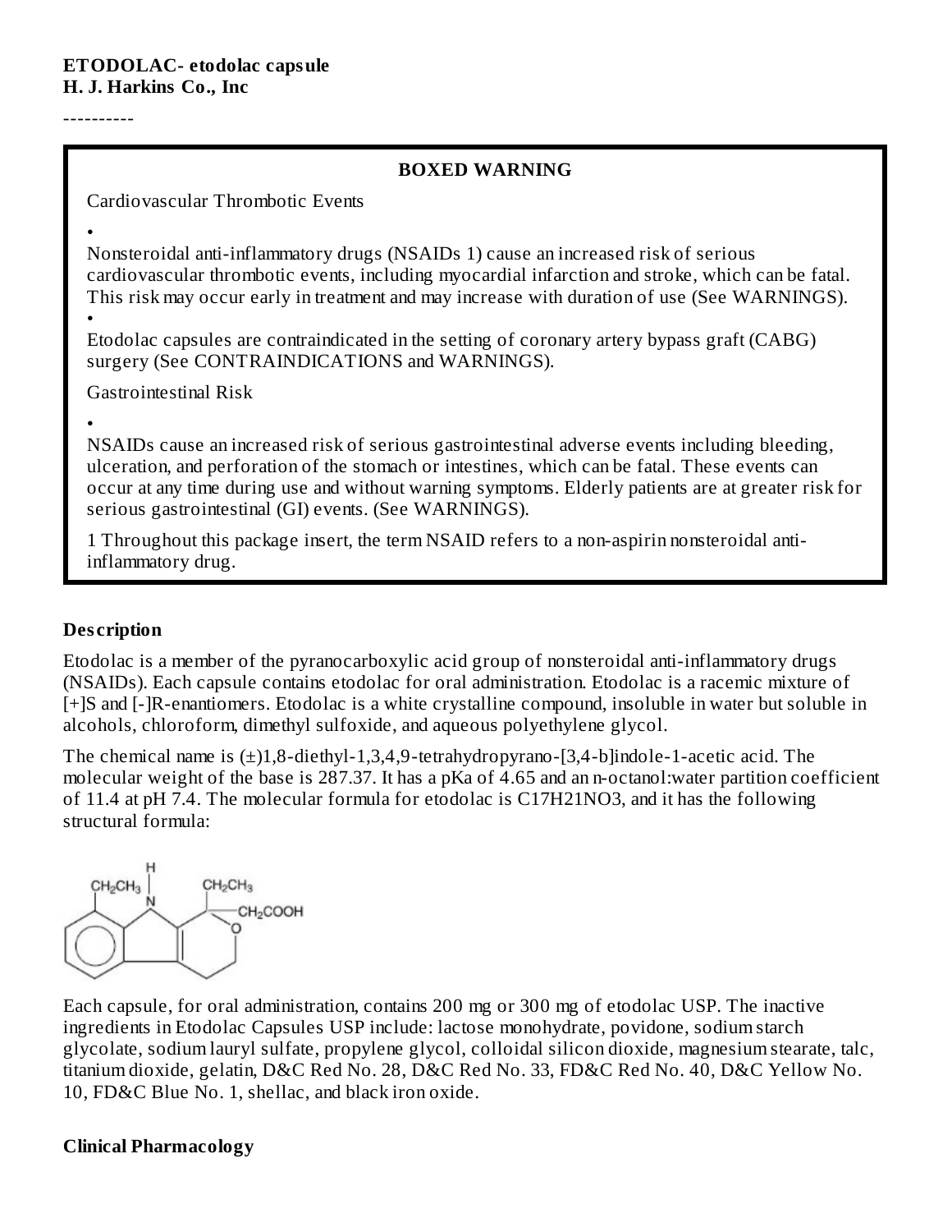**ETODOLAC- etodolac capsule**
**H. J. Harkins Co., Inc**

----------

**BOXED WARNING**

Cardiovascular Thrombotic Events

- Nonsteroidal anti-inflammatory drugs (NSAIDs 1) cause an increased risk of serious cardiovascular thrombotic events, including myocardial infarction and stroke, which can be fatal. This risk may occur early in treatment and may increase with duration of use (See WARNINGS).
- Etodolac capsules are contraindicated in the setting of coronary artery bypass graft (CABG) surgery (See CONTRAINDICATIONS and WARNINGS).

Gastrointestinal Risk

- NSAIDs cause an increased risk of serious gastrointestinal adverse events including bleeding, ulceration, and perforation of the stomach or intestines, which can be fatal. These events can occur at any time during use and without warning symptoms. Elderly patients are at greater risk for serious gastrointestinal (GI) events. (See WARNINGS).

1 Throughout this package insert, the term NSAID refers to a non-aspirin nonsteroidal anti-inflammatory drug.

## Description

Etodolac is a member of the pyranocarboxylic acid group of nonsteroidal anti-inflammatory drugs (NSAIDs). Each capsule contains etodolac for oral administration. Etodolac is a racemic mixture of [+]S and [-]R-enantiomers. Etodolac is a white crystalline compound, insoluble in water but soluble in alcohols, chloroform, dimethyl sulfoxide, and aqueous polyethylene glycol.

The chemical name is (±)1,8-diethyl-1,3,4,9-tetrahydropyrano-[3,4-b]indole-1-acetic acid. The molecular weight of the base is 287.37. It has a pKa of 4.65 and an n-octanol:water partition coefficient of 11.4 at pH 7.4. The molecular formula for etodolac is $C_{17}H_{21}NO_3$, and it has the following structural formula:

Each capsule, for oral administration, contains 200 mg or 300 mg of etodolac USP. The inactive ingredients in Etodolac Capsules USP include: lactose monohydrate, povidone, sodium starch glycolate, sodium lauryl sulfate, propylene glycol, colloidal silicon dioxide, magnesium stearate, talc, titanium dioxide, gelatin, D&C Red No. 28, D&C Red No. 33, FD&C Red No. 40, D&C Yellow No. 10, FD&C Blue No. 1, shellac, and black iron oxide.

## Clinical Pharmacology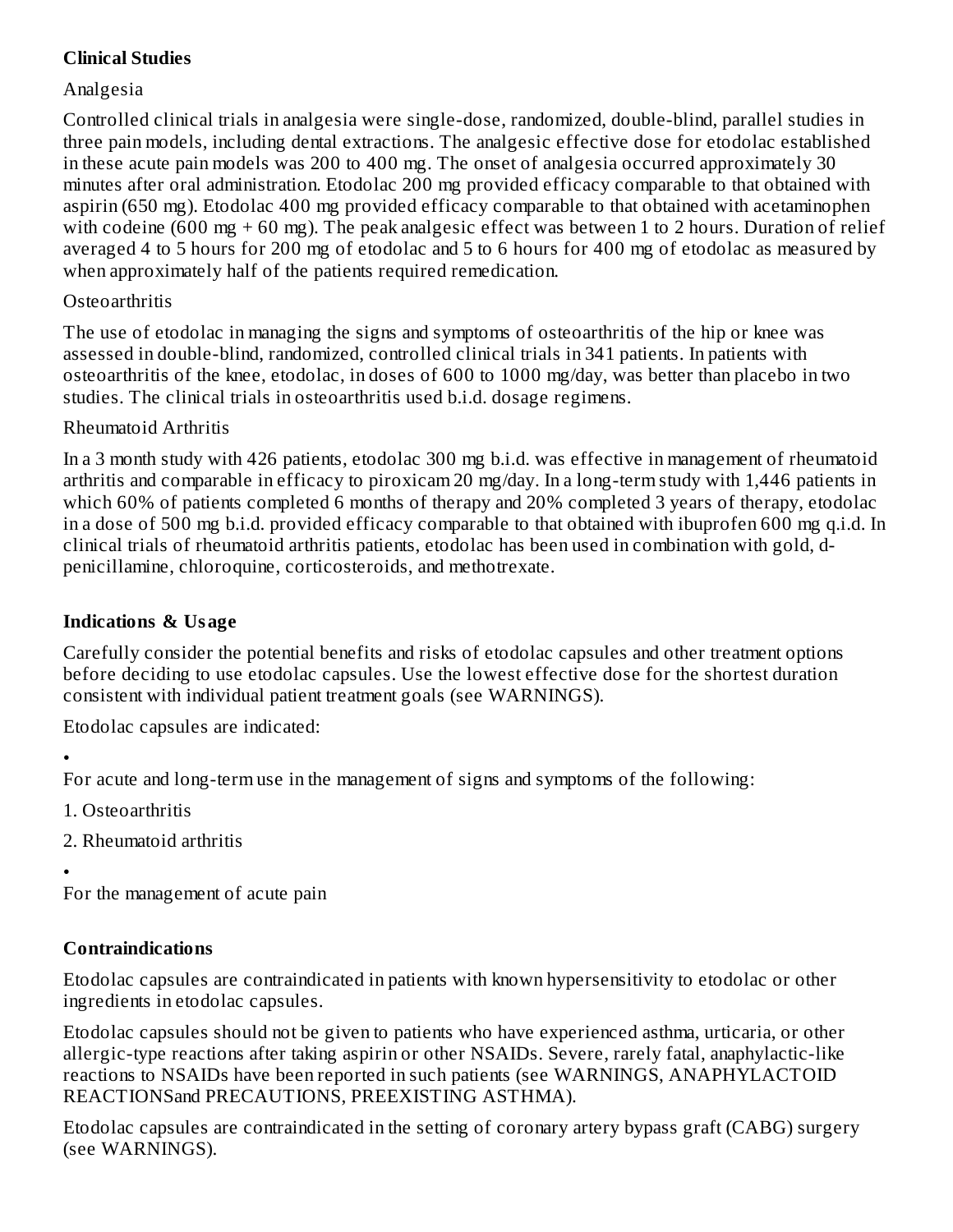## Clinical Studies

### Analgesia

Controlled clinical trials in analgesia were single-dose, randomized, double-blind, parallel studies in three pain models, including dental extractions. The analgesic effective dose for etodolac established in these acute pain models was 200 to 400 mg. The onset of analgesia occurred approximately 30 minutes after oral administration. Etodolac 200 mg provided efficacy comparable to that obtained with aspirin (650 mg). Etodolac 400 mg provided efficacy comparable to that obtained with acetaminophen with codeine (600 mg + 60 mg). The peak analgesic effect was between 1 to 2 hours. Duration of relief averaged 4 to 5 hours for 200 mg of etodolac and 5 to 6 hours for 400 mg of etodolac as measured by when approximately half of the patients required remedication.

### Osteoarthritis

The use of etodolac in managing the signs and symptoms of osteoarthritis of the hip or knee was assessed in double-blind, randomized, controlled clinical trials in 341 patients. In patients with osteoarthritis of the knee, etodolac, in doses of 600 to 1000 mg/day, was better than placebo in two studies. The clinical trials in osteoarthritis used b.i.d. dosage regimens.

### Rheumatoid Arthritis

In a 3 month study with 426 patients, etodolac 300 mg b.i.d. was effective in management of rheumatoid arthritis and comparable in efficacy to piroxicam 20 mg/day. In a long-term study with 1,446 patients in which 60% of patients completed 6 months of therapy and 20% completed 3 years of therapy, etodolac in a dose of 500 mg b.i.d. provided efficacy comparable to that obtained with ibuprofen 600 mg q.i.d. In clinical trials of rheumatoid arthritis patients, etodolac has been used in combination with gold, d-penicillamine, chloroquine, corticosteroids, and methotrexate.

## Indications & Usage

Carefully consider the potential benefits and risks of etodolac capsules and other treatment options before deciding to use etodolac capsules. Use the lowest effective dose for the shortest duration consistent with individual patient treatment goals (see WARNINGS).

Etodolac capsules are indicated:

- For acute and long-term use in the management of signs and symptoms of the following:
  1. Osteoarthritis
  2. Rheumatoid arthritis
- For the management of acute pain

## Contraindications

Etodolac capsules are contraindicated in patients with known hypersensitivity to etodolac or other ingredients in etodolac capsules.

Etodolac capsules should not be given to patients who have experienced asthma, urticaria, or other allergic-type reactions after taking aspirin or other NSAIDs. Severe, rarely fatal, anaphylactic-like reactions to NSAIDs have been reported in such patients (see WARNINGS, ANAPHYLACTOID REACTIONSand PRECAUTIONS, PREEXISTING ASTHMA).

Etodolac capsules are contraindicated in the setting of coronary artery bypass graft (CABG) surgery (see WARNINGS).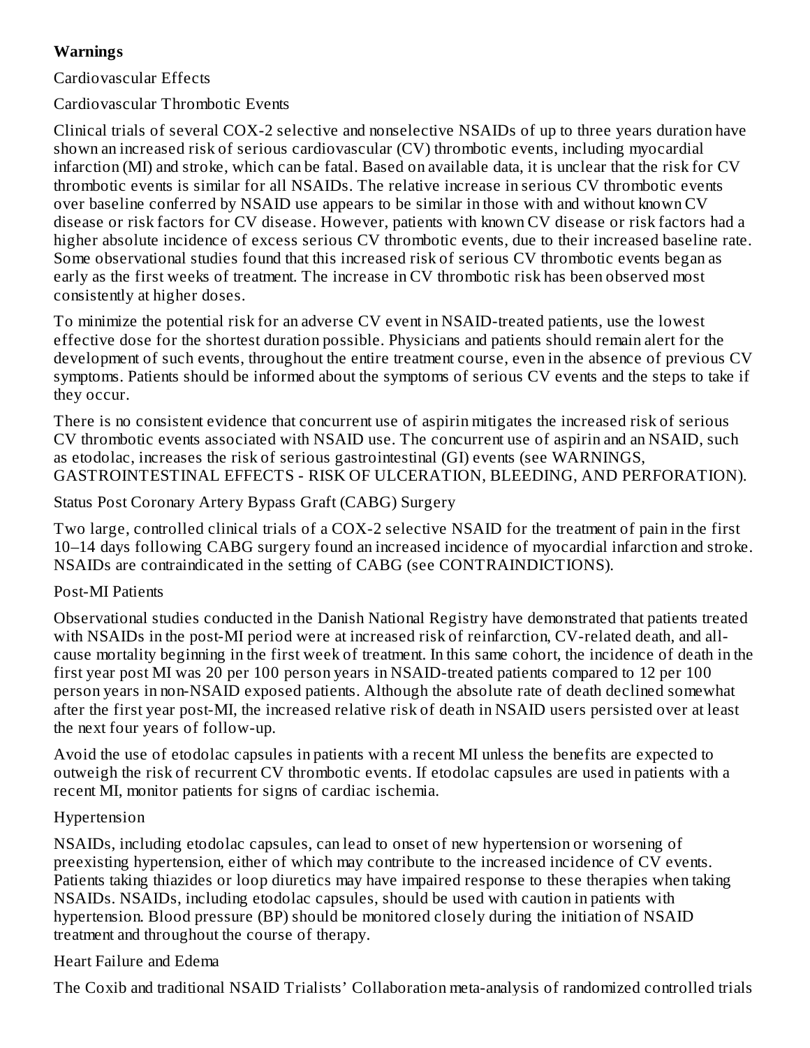## Warnings

### Cardiovascular Effects

#### Cardiovascular Thrombotic Events

Clinical trials of several COX-2 selective and nonselective NSAIDs of up to three years duration have shown an increased risk of serious cardiovascular (CV) thrombotic events, including myocardial infarction (MI) and stroke, which can be fatal. Based on available data, it is unclear that the risk for CV thrombotic events is similar for all NSAIDs. The relative increase in serious CV thrombotic events over baseline conferred by NSAID use appears to be similar in those with and without known CV disease or risk factors for CV disease. However, patients with known CV disease or risk factors had a higher absolute incidence of excess serious CV thrombotic events, due to their increased baseline rate. Some observational studies found that this increased risk of serious CV thrombotic events began as early as the first weeks of treatment. The increase in CV thrombotic risk has been observed most consistently at higher doses.

To minimize the potential risk for an adverse CV event in NSAID-treated patients, use the lowest effective dose for the shortest duration possible. Physicians and patients should remain alert for the development of such events, throughout the entire treatment course, even in the absence of previous CV symptoms. Patients should be informed about the symptoms of serious CV events and the steps to take if they occur.

There is no consistent evidence that concurrent use of aspirin mitigates the increased risk of serious CV thrombotic events associated with NSAID use. The concurrent use of aspirin and an NSAID, such as etodolac, increases the risk of serious gastrointestinal (GI) events (see WARNINGS, GASTROINTESTINAL EFFECTS - RISK OF ULCERATION, BLEEDING, AND PERFORATION).

#### Status Post Coronary Artery Bypass Graft (CABG) Surgery

Two large, controlled clinical trials of a COX-2 selective NSAID for the treatment of pain in the first 10–14 days following CABG surgery found an increased incidence of myocardial infarction and stroke. NSAIDs are contraindicated in the setting of CABG (see CONTRAINDICTIONS).

#### Post-MI Patients

Observational studies conducted in the Danish National Registry have demonstrated that patients treated with NSAIDs in the post-MI period were at increased risk of reinfarction, CV-related death, and all-cause mortality beginning in the first week of treatment. In this same cohort, the incidence of death in the first year post MI was 20 per 100 person years in NSAID-treated patients compared to 12 per 100 person years in non-NSAID exposed patients. Although the absolute rate of death declined somewhat after the first year post-MI, the increased relative risk of death in NSAID users persisted over at least the next four years of follow-up.

Avoid the use of etodolac capsules in patients with a recent MI unless the benefits are expected to outweigh the risk of recurrent CV thrombotic events. If etodolac capsules are used in patients with a recent MI, monitor patients for signs of cardiac ischemia.

#### Hypertension

NSAIDs, including etodolac capsules, can lead to onset of new hypertension or worsening of preexisting hypertension, either of which may contribute to the increased incidence of CV events. Patients taking thiazides or loop diuretics may have impaired response to these therapies when taking NSAIDs. NSAIDs, including etodolac capsules, should be used with caution in patients with hypertension. Blood pressure (BP) should be monitored closely during the initiation of NSAID treatment and throughout the course of therapy.

#### Heart Failure and Edema

The Coxib and traditional NSAID Trialists' Collaboration meta-analysis of randomized controlled trials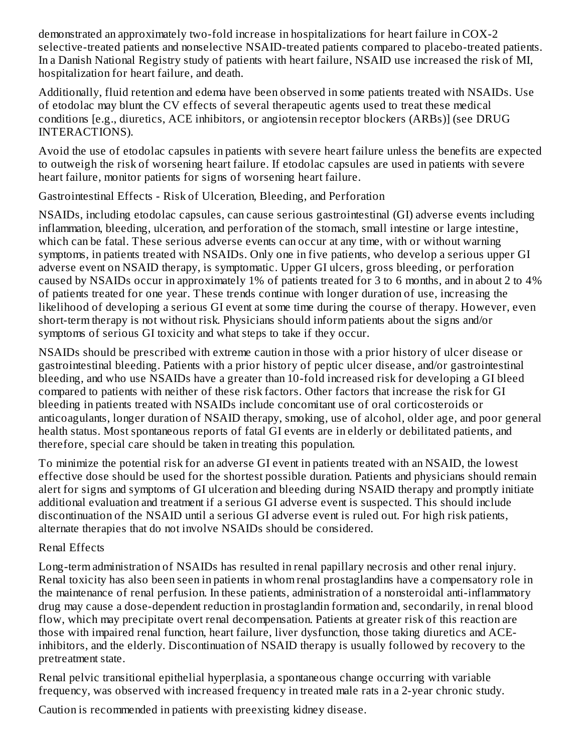demonstrated an approximately two-fold increase in hospitalizations for heart failure in COX-2 selective-treated patients and nonselective NSAID-treated patients compared to placebo-treated patients. In a Danish National Registry study of patients with heart failure, NSAID use increased the risk of MI, hospitalization for heart failure, and death.

Additionally, fluid retention and edema have been observed in some patients treated with NSAIDs. Use of etodolac may blunt the CV effects of several therapeutic agents used to treat these medical conditions [e.g., diuretics, ACE inhibitors, or angiotensin receptor blockers (ARBs)] (see DRUG INTERACTIONS).

Avoid the use of etodolac capsules in patients with severe heart failure unless the benefits are expected to outweigh the risk of worsening heart failure. If etodolac capsules are used in patients with severe heart failure, monitor patients for signs of worsening heart failure.

### Gastrointestinal Effects - Risk of Ulceration, Bleeding, and Perforation

NSAIDs, including etodolac capsules, can cause serious gastrointestinal (GI) adverse events including inflammation, bleeding, ulceration, and perforation of the stomach, small intestine or large intestine, which can be fatal. These serious adverse events can occur at any time, with or without warning symptoms, in patients treated with NSAIDs. Only one in five patients, who develop a serious upper GI adverse event on NSAID therapy, is symptomatic. Upper GI ulcers, gross bleeding, or perforation caused by NSAIDs occur in approximately 1% of patients treated for 3 to 6 months, and in about 2 to 4% of patients treated for one year. These trends continue with longer duration of use, increasing the likelihood of developing a serious GI event at some time during the course of therapy. However, even short-term therapy is not without risk. Physicians should inform patients about the signs and/or symptoms of serious GI toxicity and what steps to take if they occur.

NSAIDs should be prescribed with extreme caution in those with a prior history of ulcer disease or gastrointestinal bleeding. Patients with a prior history of peptic ulcer disease, and/or gastrointestinal bleeding, and who use NSAIDs have a greater than 10-fold increased risk for developing a GI bleed compared to patients with neither of these risk factors. Other factors that increase the risk for GI bleeding in patients treated with NSAIDs include concomitant use of oral corticosteroids or anticoagulants, longer duration of NSAID therapy, smoking, use of alcohol, older age, and poor general health status. Most spontaneous reports of fatal GI events are in elderly or debilitated patients, and therefore, special care should be taken in treating this population.

To minimize the potential risk for an adverse GI event in patients treated with an NSAID, the lowest effective dose should be used for the shortest possible duration. Patients and physicians should remain alert for signs and symptoms of GI ulceration and bleeding during NSAID therapy and promptly initiate additional evaluation and treatment if a serious GI adverse event is suspected. This should include discontinuation of the NSAID until a serious GI adverse event is ruled out. For high risk patients, alternate therapies that do not involve NSAIDs should be considered.

### Renal Effects

Long-term administration of NSAIDs has resulted in renal papillary necrosis and other renal injury. Renal toxicity has also been seen in patients in whom renal prostaglandins have a compensatory role in the maintenance of renal perfusion. In these patients, administration of a nonsteroidal anti-inflammatory drug may cause a dose-dependent reduction in prostaglandin formation and, secondarily, in renal blood flow, which may precipitate overt renal decompensation. Patients at greater risk of this reaction are those with impaired renal function, heart failure, liver dysfunction, those taking diuretics and ACE-inhibitors, and the elderly. Discontinuation of NSAID therapy is usually followed by recovery to the pretreatment state.

Renal pelvic transitional epithelial hyperplasia, a spontaneous change occurring with variable frequency, was observed with increased frequency in treated male rats in a 2-year chronic study.

Caution is recommended in patients with preexisting kidney disease.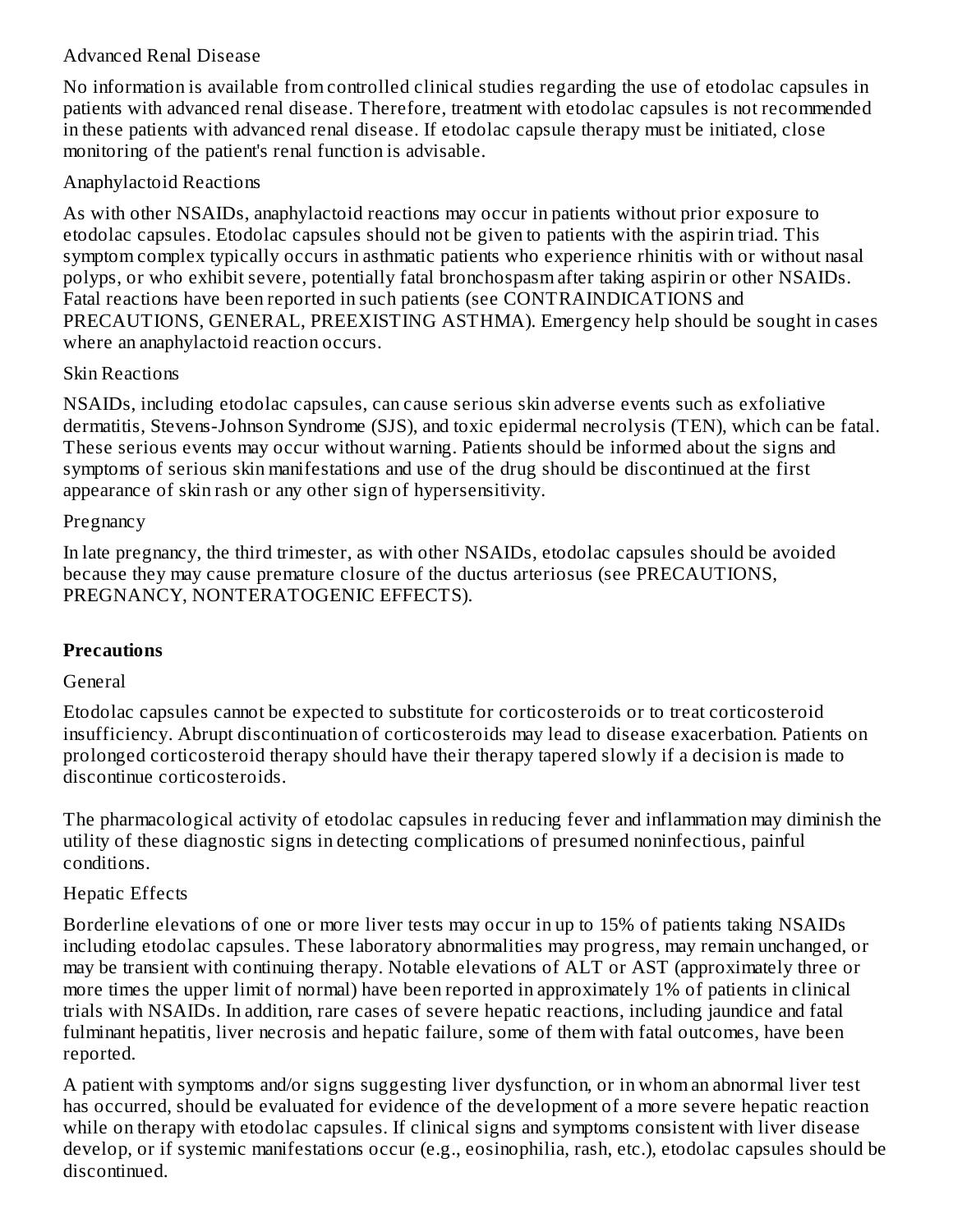Advanced Renal Disease

No information is available from controlled clinical studies regarding the use of etodolac capsules in patients with advanced renal disease. Therefore, treatment with etodolac capsules is not recommended in these patients with advanced renal disease. If etodolac capsule therapy must be initiated, close monitoring of the patient's renal function is advisable.

Anaphylactoid Reactions

As with other NSAIDs, anaphylactoid reactions may occur in patients without prior exposure to etodolac capsules. Etodolac capsules should not be given to patients with the aspirin triad. This symptom complex typically occurs in asthmatic patients who experience rhinitis with or without nasal polyps, or who exhibit severe, potentially fatal bronchospasm after taking aspirin or other NSAIDs. Fatal reactions have been reported in such patients (see CONTRAINDICATIONS and PRECAUTIONS, GENERAL, PREEXISTING ASTHMA). Emergency help should be sought in cases where an anaphylactoid reaction occurs.

Skin Reactions

NSAIDs, including etodolac capsules, can cause serious skin adverse events such as exfoliative dermatitis, Stevens-Johnson Syndrome (SJS), and toxic epidermal necrolysis (TEN), which can be fatal. These serious events may occur without warning. Patients should be informed about the signs and symptoms of serious skin manifestations and use of the drug should be discontinued at the first appearance of skin rash or any other sign of hypersensitivity.

Pregnancy

In late pregnancy, the third trimester, as with other NSAIDs, etodolac capsules should be avoided because they may cause premature closure of the ductus arteriosus (see PRECAUTIONS, PREGNANCY, NONTERATOGENIC EFFECTS).

## Precautions

General

Etodolac capsules cannot be expected to substitute for corticosteroids or to treat corticosteroid insufficiency. Abrupt discontinuation of corticosteroids may lead to disease exacerbation. Patients on prolonged corticosteroid therapy should have their therapy tapered slowly if a decision is made to discontinue corticosteroids.

The pharmacological activity of etodolac capsules in reducing fever and inflammation may diminish the utility of these diagnostic signs in detecting complications of presumed noninfectious, painful conditions.

Hepatic Effects

Borderline elevations of one or more liver tests may occur in up to 15% of patients taking NSAIDs including etodolac capsules. These laboratory abnormalities may progress, may remain unchanged, or may be transient with continuing therapy. Notable elevations of ALT or AST (approximately three or more times the upper limit of normal) have been reported in approximately 1% of patients in clinical trials with NSAIDs. In addition, rare cases of severe hepatic reactions, including jaundice and fatal fulminant hepatitis, liver necrosis and hepatic failure, some of them with fatal outcomes, have been reported.

A patient with symptoms and/or signs suggesting liver dysfunction, or in whom an abnormal liver test has occurred, should be evaluated for evidence of the development of a more severe hepatic reaction while on therapy with etodolac capsules. If clinical signs and symptoms consistent with liver disease develop, or if systemic manifestations occur (e.g., eosinophilia, rash, etc.), etodolac capsules should be discontinued.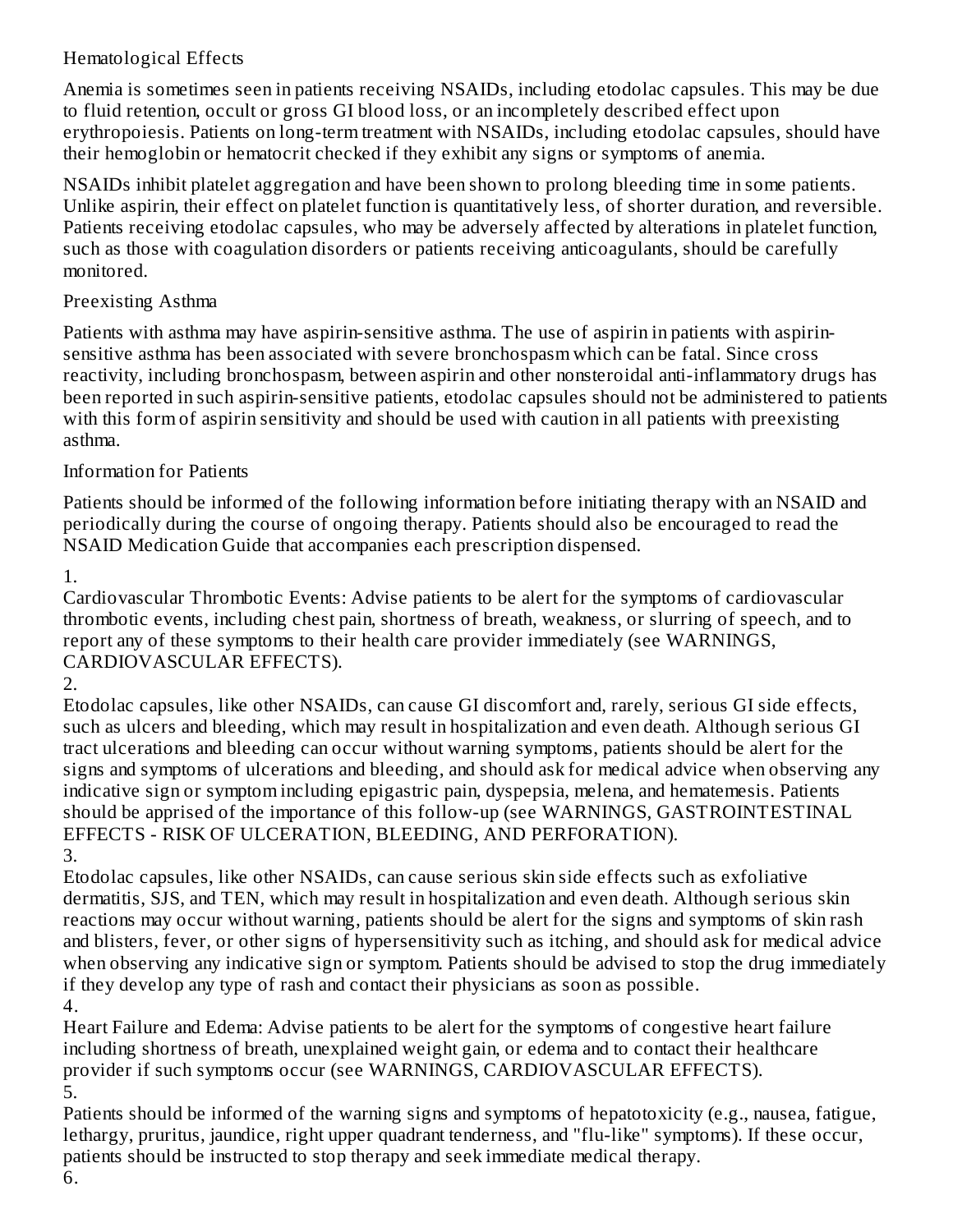### Hematological Effects

Anemia is sometimes seen in patients receiving NSAIDs, including etodolac capsules. This may be due to fluid retention, occult or gross GI blood loss, or an incompletely described effect upon erythropoiesis. Patients on long-term treatment with NSAIDs, including etodolac capsules, should have their hemoglobin or hematocrit checked if they exhibit any signs or symptoms of anemia.

NSAIDs inhibit platelet aggregation and have been shown to prolong bleeding time in some patients. Unlike aspirin, their effect on platelet function is quantitatively less, of shorter duration, and reversible. Patients receiving etodolac capsules, who may be adversely affected by alterations in platelet function, such as those with coagulation disorders or patients receiving anticoagulants, should be carefully monitored.

### Preexisting Asthma

Patients with asthma may have aspirin-sensitive asthma. The use of aspirin in patients with aspirin-sensitive asthma has been associated with severe bronchospasm which can be fatal. Since cross reactivity, including bronchospasm, between aspirin and other nonsteroidal anti-inflammatory drugs has been reported in such aspirin-sensitive patients, etodolac capsules should not be administered to patients with this form of aspirin sensitivity and should be used with caution in all patients with preexisting asthma.

### Information for Patients

Patients should be informed of the following information before initiating therapy with an NSAID and periodically during the course of ongoing therapy. Patients should also be encouraged to read the NSAID Medication Guide that accompanies each prescription dispensed.

1. Cardiovascular Thrombotic Events: Advise patients to be alert for the symptoms of cardiovascular thrombotic events, including chest pain, shortness of breath, weakness, or slurring of speech, and to report any of these symptoms to their health care provider immediately (see WARNINGS, CARDIOVASCULAR EFFECTS).
2. Etodolac capsules, like other NSAIDs, can cause GI discomfort and, rarely, serious GI side effects, such as ulcers and bleeding, which may result in hospitalization and even death. Although serious GI tract ulcerations and bleeding can occur without warning symptoms, patients should be alert for the signs and symptoms of ulcerations and bleeding, and should ask for medical advice when observing any indicative sign or symptom including epigastric pain, dyspepsia, melena, and hematemesis. Patients should be apprised of the importance of this follow-up (see WARNINGS, GASTROINTESTINAL EFFECTS - RISK OF ULCERATION, BLEEDING, AND PERFORATION).
3. Etodolac capsules, like other NSAIDs, can cause serious skin side effects such as exfoliative dermatitis, SJS, and TEN, which may result in hospitalization and even death. Although serious skin reactions may occur without warning, patients should be alert for the signs and symptoms of skin rash and blisters, fever, or other signs of hypersensitivity such as itching, and should ask for medical advice when observing any indicative sign or symptom. Patients should be advised to stop the drug immediately if they develop any type of rash and contact their physicians as soon as possible.
4. Heart Failure and Edema: Advise patients to be alert for the symptoms of congestive heart failure including shortness of breath, unexplained weight gain, or edema and to contact their healthcare provider if such symptoms occur (see WARNINGS, CARDIOVASCULAR EFFECTS).
5. Patients should be informed of the warning signs and symptoms of hepatotoxicity (e.g., nausea, fatigue, lethargy, pruritus, jaundice, right upper quadrant tenderness, and "flu-like" symptoms). If these occur, patients should be instructed to stop therapy and seek immediate medical therapy.
6.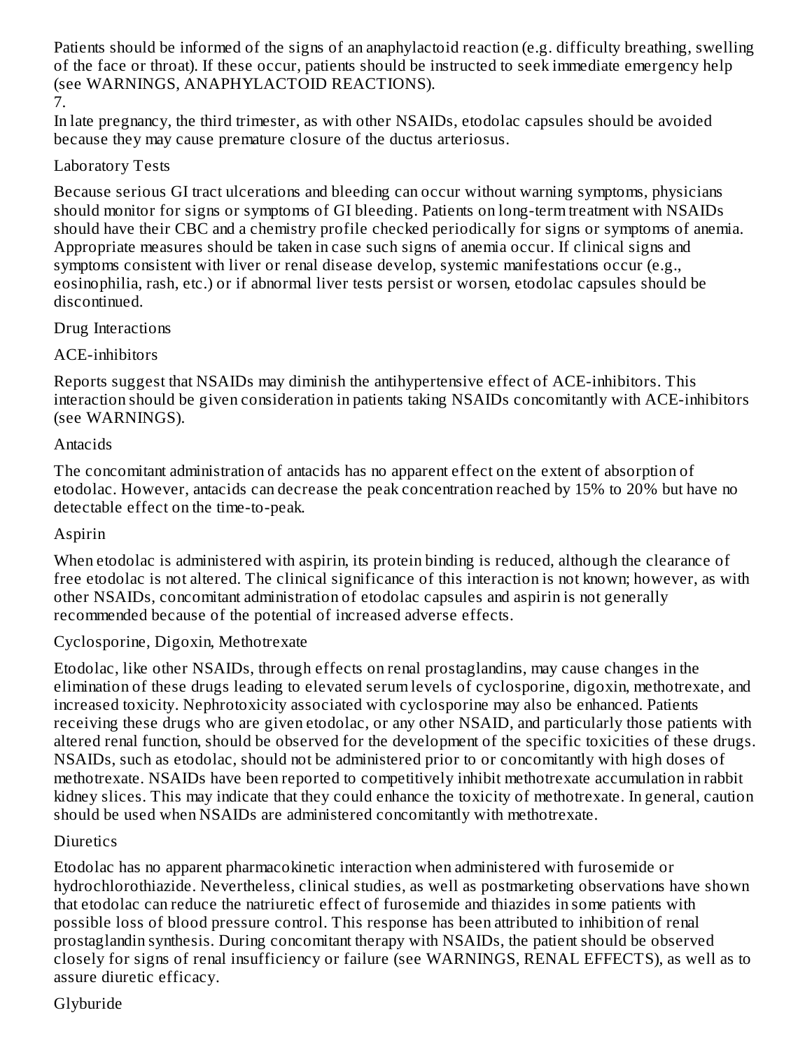Patients should be informed of the signs of an anaphylactoid reaction (e.g. difficulty breathing, swelling of the face or throat). If these occur, patients should be instructed to seek immediate emergency help (see WARNINGS, ANAPHYLACTOID REACTIONS).

7.

In late pregnancy, the third trimester, as with other NSAIDs, etodolac capsules should be avoided because they may cause premature closure of the ductus arteriosus.

### Laboratory Tests

Because serious GI tract ulcerations and bleeding can occur without warning symptoms, physicians should monitor for signs or symptoms of GI bleeding. Patients on long-term treatment with NSAIDs should have their CBC and a chemistry profile checked periodically for signs or symptoms of anemia. Appropriate measures should be taken in case such signs of anemia occur. If clinical signs and symptoms consistent with liver or renal disease develop, systemic manifestations occur (e.g., eosinophilia, rash, etc.) or if abnormal liver tests persist or worsen, etodolac capsules should be discontinued.

### Drug Interactions

#### ACE-inhibitors

Reports suggest that NSAIDs may diminish the antihypertensive effect of ACE-inhibitors. This interaction should be given consideration in patients taking NSAIDs concomitantly with ACE-inhibitors (see WARNINGS).

#### Antacids

The concomitant administration of antacids has no apparent effect on the extent of absorption of etodolac. However, antacids can decrease the peak concentration reached by 15% to 20% but have no detectable effect on the time-to-peak.

#### Aspirin

When etodolac is administered with aspirin, its protein binding is reduced, although the clearance of free etodolac is not altered. The clinical significance of this interaction is not known; however, as with other NSAIDs, concomitant administration of etodolac capsules and aspirin is not generally recommended because of the potential of increased adverse effects.

#### Cyclosporine, Digoxin, Methotrexate

Etodolac, like other NSAIDs, through effects on renal prostaglandins, may cause changes in the elimination of these drugs leading to elevated serum levels of cyclosporine, digoxin, methotrexate, and increased toxicity. Nephrotoxicity associated with cyclosporine may also be enhanced. Patients receiving these drugs who are given etodolac, or any other NSAID, and particularly those patients with altered renal function, should be observed for the development of the specific toxicities of these drugs. NSAIDs, such as etodolac, should not be administered prior to or concomitantly with high doses of methotrexate. NSAIDs have been reported to competitively inhibit methotrexate accumulation in rabbit kidney slices. This may indicate that they could enhance the toxicity of methotrexate. In general, caution should be used when NSAIDs are administered concomitantly with methotrexate.

#### Diuretics

Etodolac has no apparent pharmacokinetic interaction when administered with furosemide or hydrochlorothiazide. Nevertheless, clinical studies, as well as postmarketing observations have shown that etodolac can reduce the natriuretic effect of furosemide and thiazides in some patients with possible loss of blood pressure control. This response has been attributed to inhibition of renal prostaglandin synthesis. During concomitant therapy with NSAIDs, the patient should be observed closely for signs of renal insufficiency or failure (see WARNINGS, RENAL EFFECTS), as well as to assure diuretic efficacy.

#### Glyburide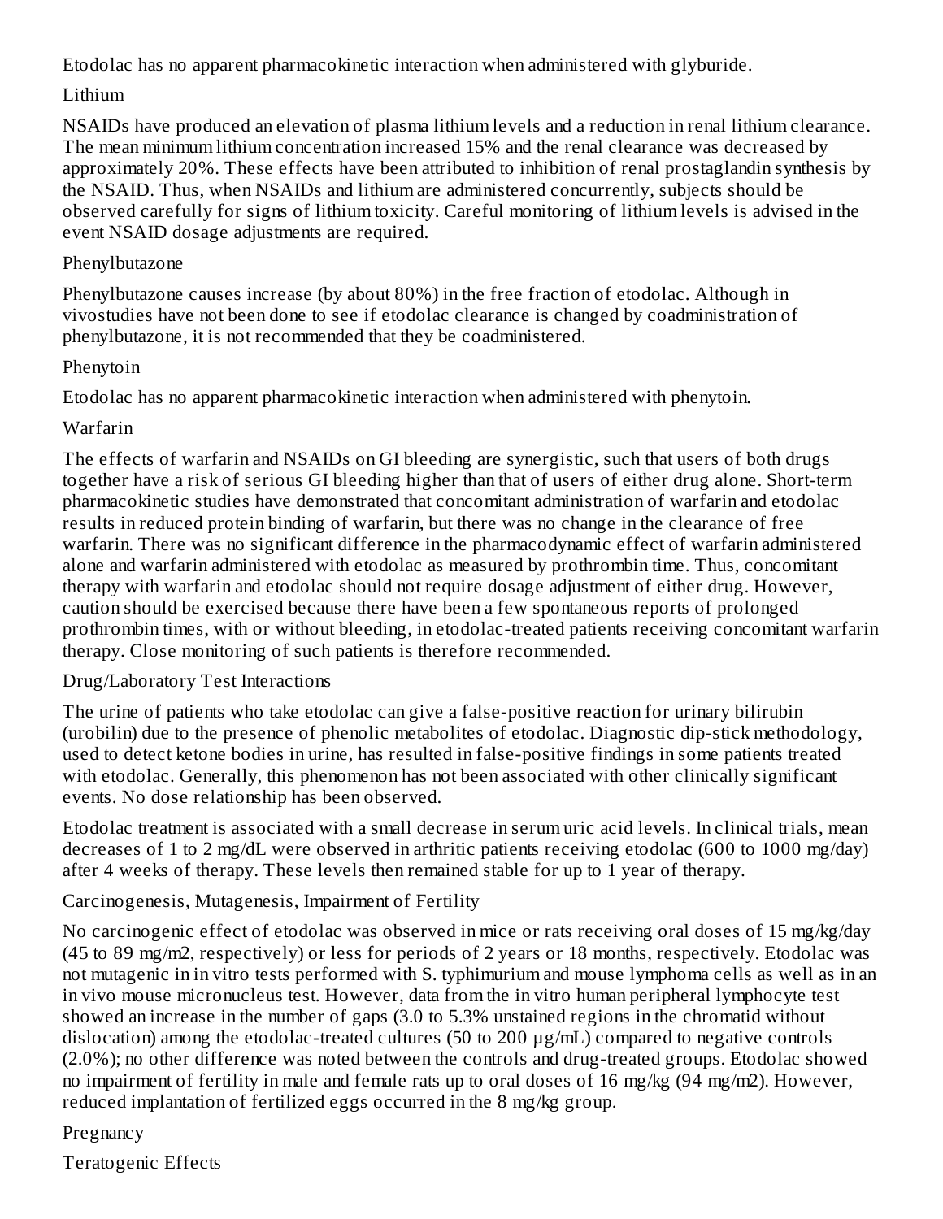Etodolac has no apparent pharmacokinetic interaction when administered with glyburide.

### Lithium

NSAIDs have produced an elevation of plasma lithium levels and a reduction in renal lithium clearance. The mean minimum lithium concentration increased 15% and the renal clearance was decreased by approximately 20%. These effects have been attributed to inhibition of renal prostaglandin synthesis by the NSAID. Thus, when NSAIDs and lithium are administered concurrently, subjects should be observed carefully for signs of lithium toxicity. Careful monitoring of lithium levels is advised in the event NSAID dosage adjustments are required.

### Phenylbutazone

Phenylbutazone causes increase (by about 80%) in the free fraction of etodolac. Although in vivostudies have not been done to see if etodolac clearance is changed by coadministration of phenylbutazone, it is not recommended that they be coadministered.

### Phenytoin

Etodolac has no apparent pharmacokinetic interaction when administered with phenytoin.

### Warfarin

The effects of warfarin and NSAIDs on GI bleeding are synergistic, such that users of both drugs together have a risk of serious GI bleeding higher than that of users of either drug alone. Short-term pharmacokinetic studies have demonstrated that concomitant administration of warfarin and etodolac results in reduced protein binding of warfarin, but there was no change in the clearance of free warfarin. There was no significant difference in the pharmacodynamic effect of warfarin administered alone and warfarin administered with etodolac as measured by prothrombin time. Thus, concomitant therapy with warfarin and etodolac should not require dosage adjustment of either drug. However, caution should be exercised because there have been a few spontaneous reports of prolonged prothrombin times, with or without bleeding, in etodolac-treated patients receiving concomitant warfarin therapy. Close monitoring of such patients is therefore recommended.

### Drug/Laboratory Test Interactions

The urine of patients who take etodolac can give a false-positive reaction for urinary bilirubin (urobilin) due to the presence of phenolic metabolites of etodolac. Diagnostic dip-stick methodology, used to detect ketone bodies in urine, has resulted in false-positive findings in some patients treated with etodolac. Generally, this phenomenon has not been associated with other clinically significant events. No dose relationship has been observed.

Etodolac treatment is associated with a small decrease in serum uric acid levels. In clinical trials, mean decreases of 1 to 2 mg/dL were observed in arthritic patients receiving etodolac (600 to 1000 mg/day) after 4 weeks of therapy. These levels then remained stable for up to 1 year of therapy.

### Carcinogenesis, Mutagenesis, Impairment of Fertility

No carcinogenic effect of etodolac was observed in mice or rats receiving oral doses of 15 mg/kg/day (45 to 89 mg/m2, respectively) or less for periods of 2 years or 18 months, respectively. Etodolac was not mutagenic in in vitro tests performed with S. typhimurium and mouse lymphoma cells as well as in an in vivo mouse micronucleus test. However, data from the in vitro human peripheral lymphocyte test showed an increase in the number of gaps (3.0 to 5.3% unstained regions in the chromatid without dislocation) among the etodolac-treated cultures (50 to 200 µg/mL) compared to negative controls (2.0%); no other difference was noted between the controls and drug-treated groups. Etodolac showed no impairment of fertility in male and female rats up to oral doses of 16 mg/kg (94 mg/m2). However, reduced implantation of fertilized eggs occurred in the 8 mg/kg group.

### Pregnancy

#### Teratogenic Effects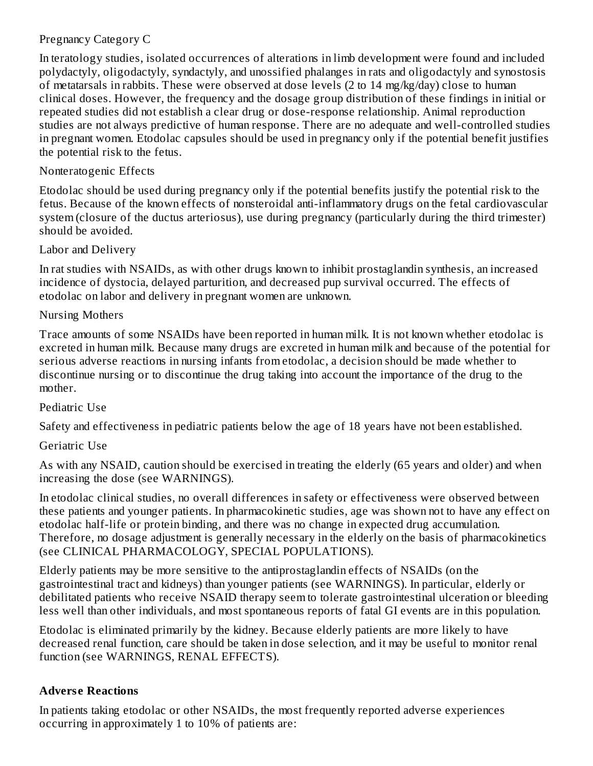Pregnancy Category C

In teratology studies, isolated occurrences of alterations in limb development were found and included polydactyly, oligodactyly, syndactyly, and unossified phalanges in rats and oligodactyly and synostosis of metatarsals in rabbits. These were observed at dose levels (2 to 14 mg/kg/day) close to human clinical doses. However, the frequency and the dosage group distribution of these findings in initial or repeated studies did not establish a clear drug or dose-response relationship. Animal reproduction studies are not always predictive of human response. There are no adequate and well-controlled studies in pregnant women. Etodolac capsules should be used in pregnancy only if the potential benefit justifies the potential risk to the fetus.

Nonteratogenic Effects

Etodolac should be used during pregnancy only if the potential benefits justify the potential risk to the fetus. Because of the known effects of nonsteroidal anti-inflammatory drugs on the fetal cardiovascular system (closure of the ductus arteriosus), use during pregnancy (particularly during the third trimester) should be avoided.

Labor and Delivery

In rat studies with NSAIDs, as with other drugs known to inhibit prostaglandin synthesis, an increased incidence of dystocia, delayed parturition, and decreased pup survival occurred. The effects of etodolac on labor and delivery in pregnant women are unknown.

Nursing Mothers

Trace amounts of some NSAIDs have been reported in human milk. It is not known whether etodolac is excreted in human milk. Because many drugs are excreted in human milk and because of the potential for serious adverse reactions in nursing infants from etodolac, a decision should be made whether to discontinue nursing or to discontinue the drug taking into account the importance of the drug to the mother.

Pediatric Use

Safety and effectiveness in pediatric patients below the age of 18 years have not been established.

Geriatric Use

As with any NSAID, caution should be exercised in treating the elderly (65 years and older) and when increasing the dose (see WARNINGS).

In etodolac clinical studies, no overall differences in safety or effectiveness were observed between these patients and younger patients. In pharmacokinetic studies, age was shown not to have any effect on etodolac half-life or protein binding, and there was no change in expected drug accumulation. Therefore, no dosage adjustment is generally necessary in the elderly on the basis of pharmacokinetics (see CLINICAL PHARMACOLOGY, SPECIAL POPULATIONS).

Elderly patients may be more sensitive to the antiprostaglandin effects of NSAIDs (on the gastrointestinal tract and kidneys) than younger patients (see WARNINGS). In particular, elderly or debilitated patients who receive NSAID therapy seem to tolerate gastrointestinal ulceration or bleeding less well than other individuals, and most spontaneous reports of fatal GI events are in this population.

Etodolac is eliminated primarily by the kidney. Because elderly patients are more likely to have decreased renal function, care should be taken in dose selection, and it may be useful to monitor renal function (see WARNINGS, RENAL EFFECTS).

## Adverse Reactions

In patients taking etodolac or other NSAIDs, the most frequently reported adverse experiences occurring in approximately 1 to 10% of patients are: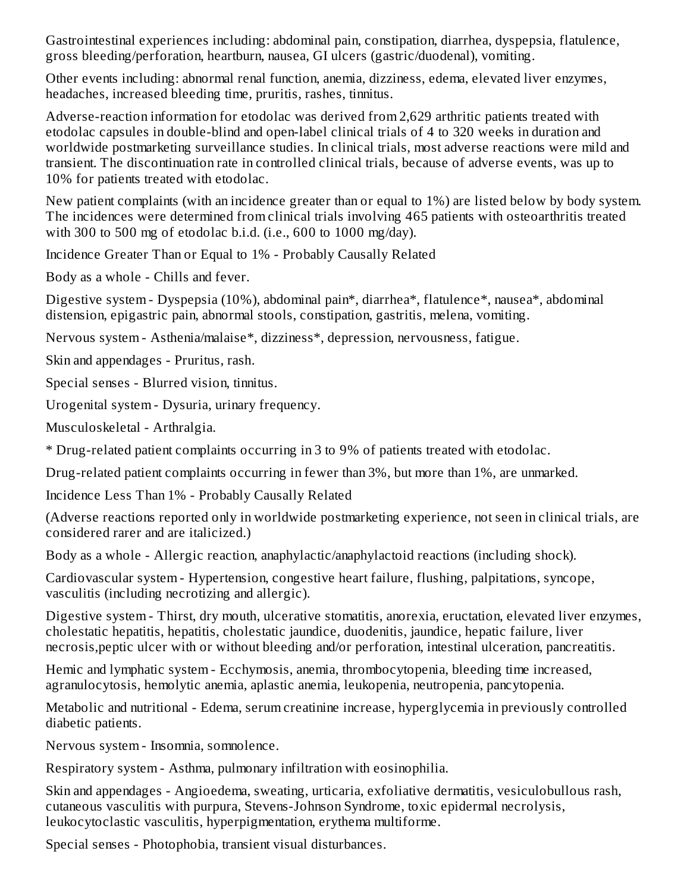Gastrointestinal experiences including: abdominal pain, constipation, diarrhea, dyspepsia, flatulence, gross bleeding/perforation, heartburn, nausea, GI ulcers (gastric/duodenal), vomiting.

Other events including: abnormal renal function, anemia, dizziness, edema, elevated liver enzymes, headaches, increased bleeding time, pruritis, rashes, tinnitus.

Adverse-reaction information for etodolac was derived from 2,629 arthritic patients treated with etodolac capsules in double-blind and open-label clinical trials of 4 to 320 weeks in duration and worldwide postmarketing surveillance studies. In clinical trials, most adverse reactions were mild and transient. The discontinuation rate in controlled clinical trials, because of adverse events, was up to 10% for patients treated with etodolac.

New patient complaints (with an incidence greater than or equal to 1%) are listed below by body system. The incidences were determined from clinical trials involving 465 patients with osteoarthritis treated with 300 to 500 mg of etodolac b.i.d. (i.e., 600 to 1000 mg/day).

Incidence Greater Than or Equal to 1% - Probably Causally Related

Body as a whole - Chills and fever.

Digestive system - Dyspepsia (10%), abdominal pain*, diarrhea*, flatulence*, nausea*, abdominal distension, epigastric pain, abnormal stools, constipation, gastritis, melena, vomiting.

Nervous system - Asthenia/malaise*, dizziness*, depression, nervousness, fatigue.

Skin and appendages - Pruritus, rash.

Special senses - Blurred vision, tinnitus.

Urogenital system - Dysuria, urinary frequency.

Musculoskeletal - Arthralgia.

* Drug-related patient complaints occurring in 3 to 9% of patients treated with etodolac.

Drug-related patient complaints occurring in fewer than 3%, but more than 1%, are unmarked.

Incidence Less Than 1% - Probably Causally Related

(Adverse reactions reported only in worldwide postmarketing experience, not seen in clinical trials, are considered rarer and are italicized.)

Body as a whole - Allergic reaction, anaphylactic/anaphylactoid reactions (including shock).

Cardiovascular system - Hypertension, congestive heart failure, flushing, palpitations, syncope, vasculitis (including necrotizing and allergic).

Digestive system - Thirst, dry mouth, ulcerative stomatitis, anorexia, eructation, elevated liver enzymes, cholestatic hepatitis, hepatitis, cholestatic jaundice, duodenitis, jaundice, hepatic failure, liver necrosis,peptic ulcer with or without bleeding and/or perforation, intestinal ulceration, pancreatitis.

Hemic and lymphatic system - Ecchymosis, anemia, thrombocytopenia, bleeding time increased, agranulocytosis, hemolytic anemia, aplastic anemia, leukopenia, neutropenia, pancytopenia.

Metabolic and nutritional - Edema, serum creatinine increase, hyperglycemia in previously controlled diabetic patients.

Nervous system - Insomnia, somnolence.

Respiratory system - Asthma, pulmonary infiltration with eosinophilia.

Skin and appendages - Angioedema, sweating, urticaria, exfoliative dermatitis, vesiculobullous rash, cutaneous vasculitis with purpura, Stevens-Johnson Syndrome, toxic epidermal necrolysis, leukocytoclastic vasculitis, hyperpigmentation, erythema multiforme.

Special senses - Photophobia, transient visual disturbances.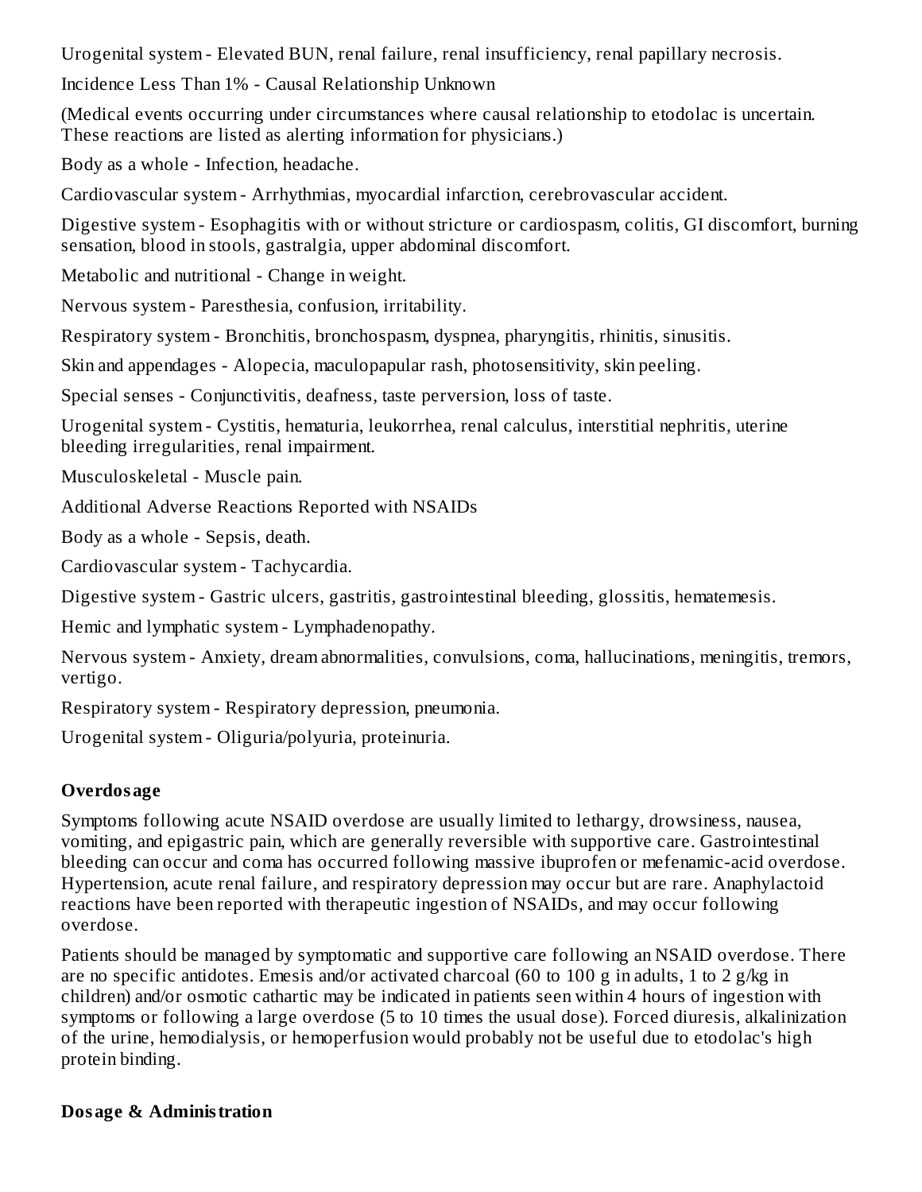Urogenital system - Elevated BUN, renal failure, renal insufficiency, renal papillary necrosis.

Incidence Less Than 1% - Causal Relationship Unknown

(Medical events occurring under circumstances where causal relationship to etodolac is uncertain. These reactions are listed as alerting information for physicians.)

Body as a whole - Infection, headache.

Cardiovascular system - Arrhythmias, myocardial infarction, cerebrovascular accident.

Digestive system - Esophagitis with or without stricture or cardiospasm, colitis, GI discomfort, burning sensation, blood in stools, gastralgia, upper abdominal discomfort.

Metabolic and nutritional - Change in weight.

Nervous system - Paresthesia, confusion, irritability.

Respiratory system - Bronchitis, bronchospasm, dyspnea, pharyngitis, rhinitis, sinusitis.

Skin and appendages - Alopecia, maculopapular rash, photosensitivity, skin peeling.

Special senses - Conjunctivitis, deafness, taste perversion, loss of taste.

Urogenital system - Cystitis, hematuria, leukorrhea, renal calculus, interstitial nephritis, uterine bleeding irregularities, renal impairment.

Musculoskeletal - Muscle pain.

Additional Adverse Reactions Reported with NSAIDs

Body as a whole - Sepsis, death.

Cardiovascular system - Tachycardia.

Digestive system - Gastric ulcers, gastritis, gastrointestinal bleeding, glossitis, hematemesis.

Hemic and lymphatic system - Lymphadenopathy.

Nervous system - Anxiety, dream abnormalities, convulsions, coma, hallucinations, meningitis, tremors, vertigo.

Respiratory system - Respiratory depression, pneumonia.

Urogenital system - Oliguria/polyuria, proteinuria.

## Overdosage

Symptoms following acute NSAID overdose are usually limited to lethargy, drowsiness, nausea, vomiting, and epigastric pain, which are generally reversible with supportive care. Gastrointestinal bleeding can occur and coma has occurred following massive ibuprofen or mefenamic-acid overdose. Hypertension, acute renal failure, and respiratory depression may occur but are rare. Anaphylactoid reactions have been reported with therapeutic ingestion of NSAIDs, and may occur following overdose.

Patients should be managed by symptomatic and supportive care following an NSAID overdose. There are no specific antidotes. Emesis and/or activated charcoal (60 to 100 g in adults, 1 to 2 g/kg in children) and/or osmotic cathartic may be indicated in patients seen within 4 hours of ingestion with symptoms or following a large overdose (5 to 10 times the usual dose). Forced diuresis, alkalinization of the urine, hemodialysis, or hemoperfusion would probably not be useful due to etodolac's high protein binding.

## Dosage & Administration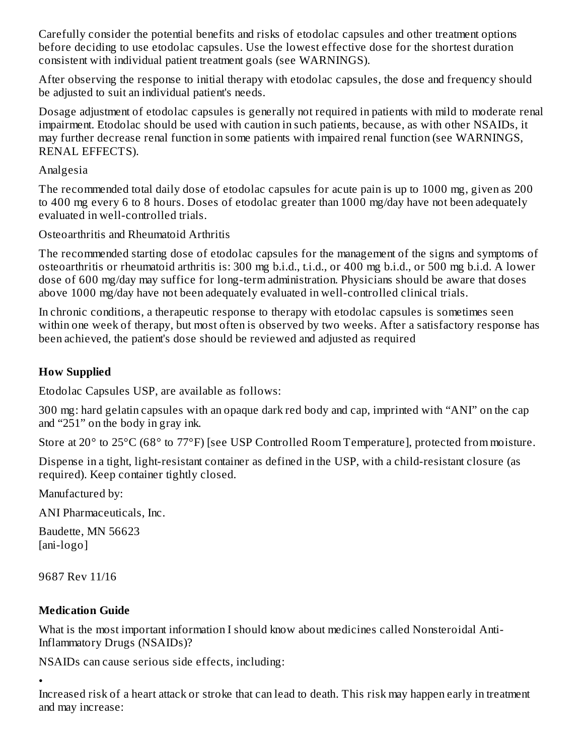Carefully consider the potential benefits and risks of etodolac capsules and other treatment options before deciding to use etodolac capsules. Use the lowest effective dose for the shortest duration consistent with individual patient treatment goals (see WARNINGS).

After observing the response to initial therapy with etodolac capsules, the dose and frequency should be adjusted to suit an individual patient's needs.

Dosage adjustment of etodolac capsules is generally not required in patients with mild to moderate renal impairment. Etodolac should be used with caution in such patients, because, as with other NSAIDs, it may further decrease renal function in some patients with impaired renal function (see WARNINGS, RENAL EFFECTS).

Analgesia

The recommended total daily dose of etodolac capsules for acute pain is up to 1000 mg, given as 200 to 400 mg every 6 to 8 hours. Doses of etodolac greater than 1000 mg/day have not been adequately evaluated in well-controlled trials.

Osteoarthritis and Rheumatoid Arthritis

The recommended starting dose of etodolac capsules for the management of the signs and symptoms of osteoarthritis or rheumatoid arthritis is: 300 mg b.i.d., t.i.d., or 400 mg b.i.d., or 500 mg b.i.d. A lower dose of 600 mg/day may suffice for long-term administration. Physicians should be aware that doses above 1000 mg/day have not been adequately evaluated in well-controlled clinical trials.

In chronic conditions, a therapeutic response to therapy with etodolac capsules is sometimes seen within one week of therapy, but most often is observed by two weeks. After a satisfactory response has been achieved, the patient's dose should be reviewed and adjusted as required

## How Supplied

Etodolac Capsules USP, are available as follows:

300 mg: hard gelatin capsules with an opaque dark red body and cap, imprinted with "ANI" on the cap and "251" on the body in gray ink.

Store at 20° to 25°C (68° to 77°F) [see USP Controlled Room Temperature], protected from moisture.

Dispense in a tight, light-resistant container as defined in the USP, with a child-resistant closure (as required). Keep container tightly closed.

Manufactured by:

ANI Pharmaceuticals, Inc.

Baudette, MN 56623
[ani-logo]

9687 Rev 11/16

## Medication Guide

What is the most important information I should know about medicines called Nonsteroidal Anti-Inflammatory Drugs (NSAIDs)?

NSAIDs can cause serious side effects, including:

- Increased risk of a heart attack or stroke that can lead to death. This risk may happen early in treatment and may increase: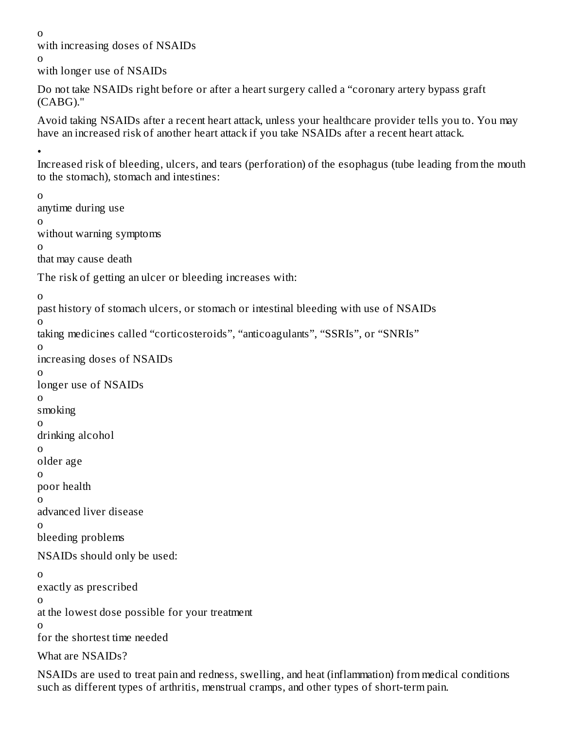- with increasing doses of NSAIDs
- with longer use of NSAIDs

Do not take NSAIDs right before or after a heart surgery called a “coronary artery bypass graft (CABG)."

Avoid taking NSAIDs after a recent heart attack, unless your healthcare provider tells you to. You may have an increased risk of another heart attack if you take NSAIDs after a recent heart attack.

- Increased risk of bleeding, ulcers, and tears (perforation) of the esophagus (tube leading from the mouth to the stomach), stomach and intestines:
  - anytime during use
  - without warning symptoms
  - that may cause death

The risk of getting an ulcer or bleeding increases with:

- past history of stomach ulcers, or stomach or intestinal bleeding with use of NSAIDs
- taking medicines called “corticosteroids”, “anticoagulants”, “SSRIs”, or “SNRIs”
- increasing doses of NSAIDs
- longer use of NSAIDs
- smoking
- drinking alcohol
- older age
- poor health
- advanced liver disease
- bleeding problems

NSAIDs should only be used:

- exactly as prescribed
- at the lowest dose possible for your treatment
- for the shortest time needed

What are NSAIDs?

NSAIDs are used to treat pain and redness, swelling, and heat (inflammation) from medical conditions such as different types of arthritis, menstrual cramps, and other types of short-term pain.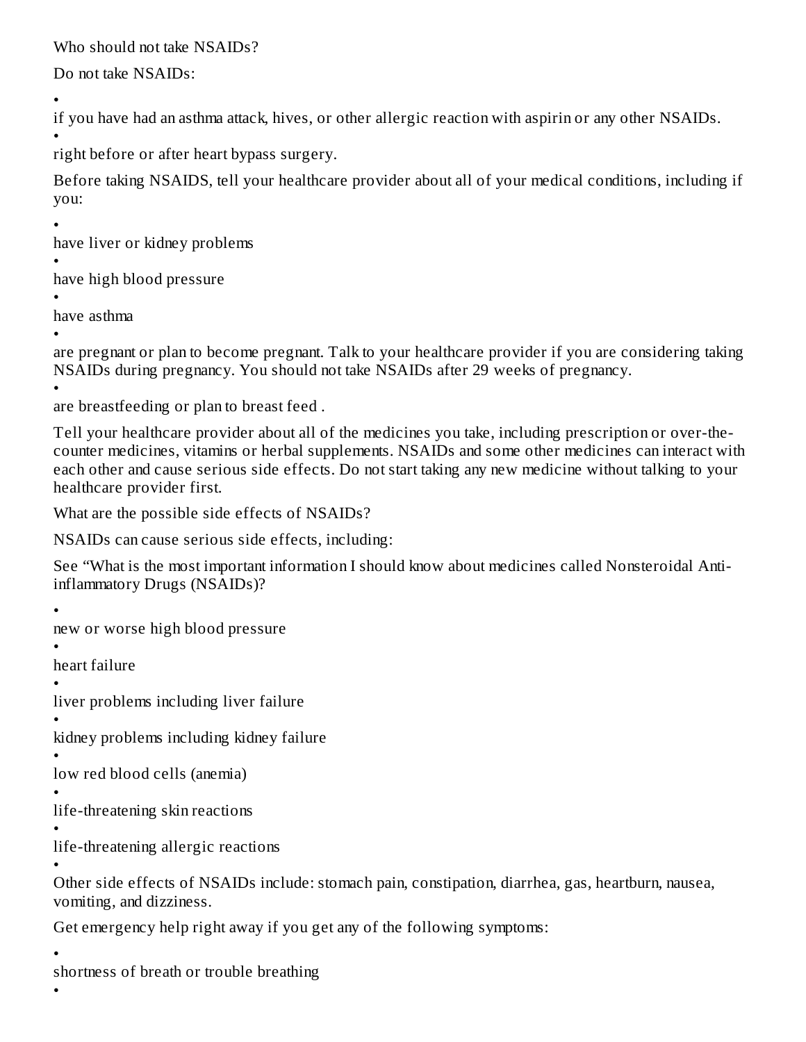## Who should not take NSAIDs?

Do not take NSAIDs:

- if you have had an asthma attack, hives, or other allergic reaction with aspirin or any other NSAIDs.
- right before or after heart bypass surgery.

Before taking NSAIDS, tell your healthcare provider about all of your medical conditions, including if you:

- have liver or kidney problems
- have high blood pressure
- have asthma
- are pregnant or plan to become pregnant. Talk to your healthcare provider if you are considering taking NSAIDs during pregnancy. You should not take NSAIDs after 29 weeks of pregnancy.
- are breastfeeding or plan to breast feed .

Tell your healthcare provider about all of the medicines you take, including prescription or over-the-counter medicines, vitamins or herbal supplements. NSAIDs and some other medicines can interact with each other and cause serious side effects. Do not start taking any new medicine without talking to your healthcare provider first.

## What are the possible side effects of NSAIDs?

NSAIDs can cause serious side effects, including:

See "What is the most important information I should know about medicines called Nonsteroidal Anti-inflammatory Drugs (NSAIDs)?

- new or worse high blood pressure
- heart failure
- liver problems including liver failure
- kidney problems including kidney failure
- low red blood cells (anemia)
- life-threatening skin reactions
- life-threatening allergic reactions
- Other side effects of NSAIDs include: stomach pain, constipation, diarrhea, gas, heartburn, nausea, vomiting, and dizziness.

Get emergency help right away if you get any of the following symptoms:

- shortness of breath or trouble breathing
-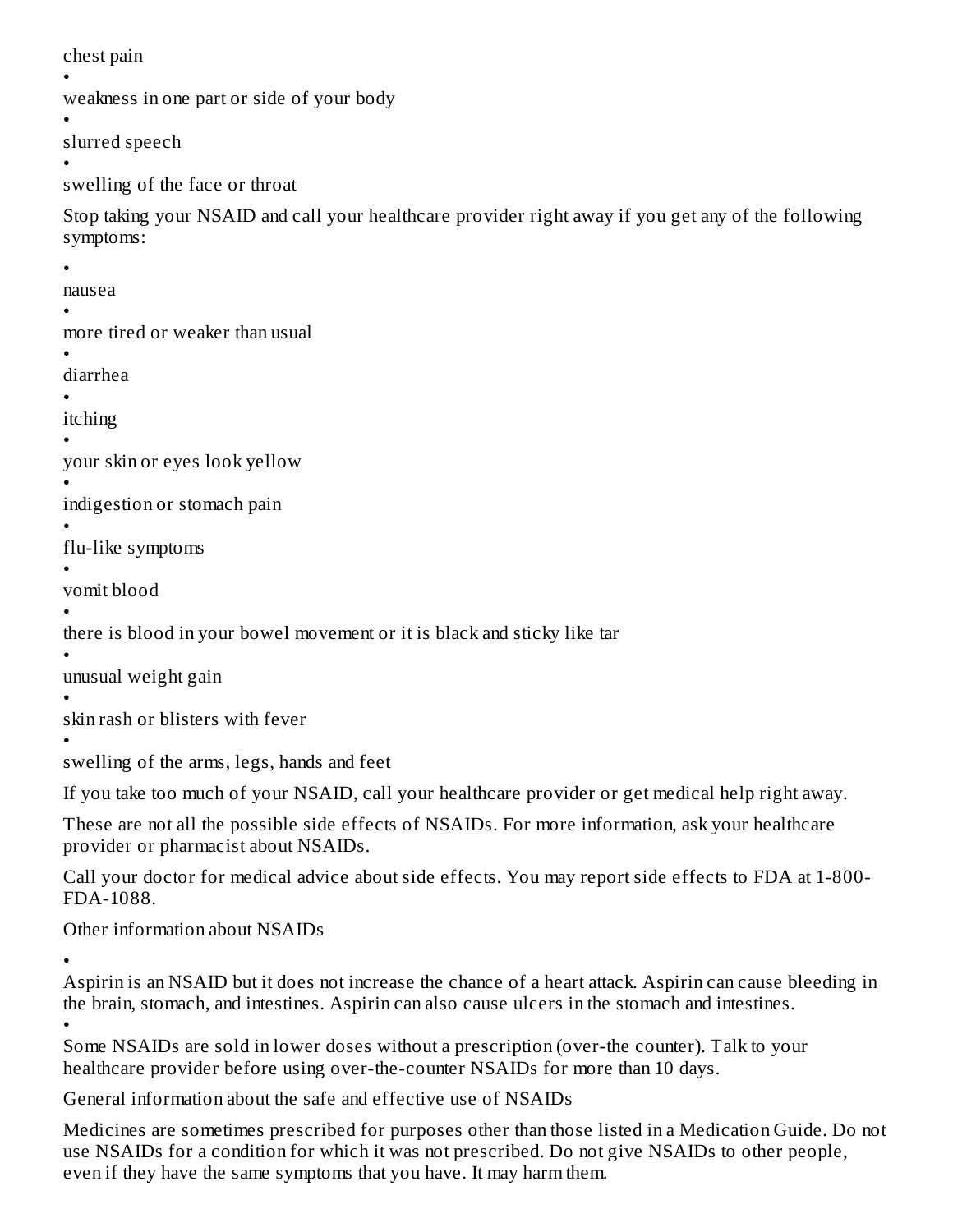- chest pain
- weakness in one part or side of your body
- slurred speech
- swelling of the face or throat

Stop taking your NSAID and call your healthcare provider right away if you get any of the following symptoms:

- nausea
- more tired or weaker than usual
- diarrhea
- itching
- your skin or eyes look yellow
- indigestion or stomach pain
- flu-like symptoms
- vomit blood
- there is blood in your bowel movement or it is black and sticky like tar
- unusual weight gain
- skin rash or blisters with fever
- swelling of the arms, legs, hands and feet

If you take too much of your NSAID, call your healthcare provider or get medical help right away.

These are not all the possible side effects of NSAIDs. For more information, ask your healthcare provider or pharmacist about NSAIDs.

Call your doctor for medical advice about side effects. You may report side effects to FDA at 1-800-FDA-1088.

Other information about NSAIDs

- Aspirin is an NSAID but it does not increase the chance of a heart attack. Aspirin can cause bleeding in the brain, stomach, and intestines. Aspirin can also cause ulcers in the stomach and intestines.
- Some NSAIDs are sold in lower doses without a prescription (over-the counter). Talk to your healthcare provider before using over-the-counter NSAIDs for more than 10 days.

General information about the safe and effective use of NSAIDs

Medicines are sometimes prescribed for purposes other than those listed in a Medication Guide. Do not use NSAIDs for a condition for which it was not prescribed. Do not give NSAIDs to other people, even if they have the same symptoms that you have. It may harm them.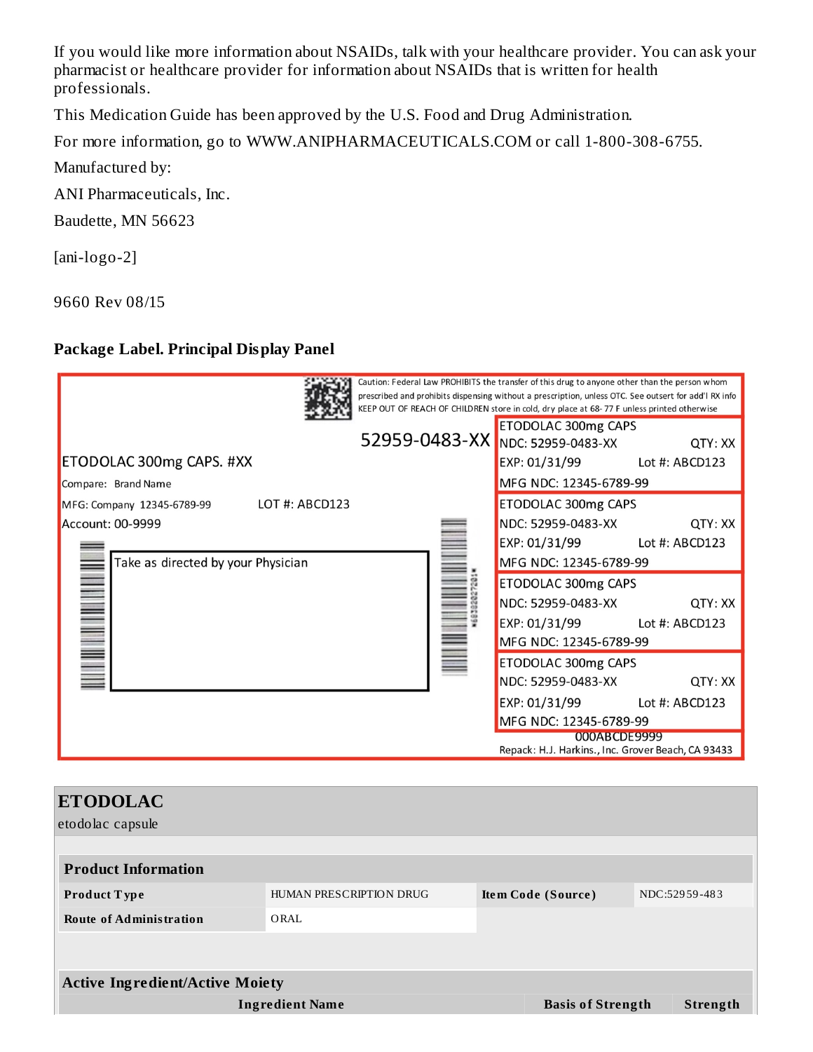If you would like more information about NSAIDs, talk with your healthcare provider. You can ask your pharmacist or healthcare provider for information about NSAIDs that is written for health professionals.

This Medication Guide has been approved by the U.S. Food and Drug Administration.

For more information, go to WWW.ANIPHARMACEUTICALS.COM or call 1-800-308-6755.

Manufactured by:

ANI Pharmaceuticals, Inc.

Baudette, MN 56623

[ani-logo-2]

9660 Rev 08/15

**Package Label. Principal Display Panel**

Caution: Federal Law PROHIBITS the transfer of this drug to anyone other than the person whom prescribed and prohibits dispensing without a prescription, unless OTC. See outsert for add'l RX info KEEP OUT OF REACH OF CHILDREN store in cold, dry place at 68- 77 F unless printed otherwise

52959-0483-XX

ETODOLAC 300mg CAPS. #XX

Compare: Brand Name

MFG: Company 12345-6789-99 LOT #: ABCD123

Account: 00-9999

Take as directed by your Physician

ETODOLAC 300mg CAPS
NDC: 52959-0483-XX QTY: XX
EXP: 01/31/99 Lot #: ABCD123
MFG NDC: 12345-6789-99

ETODOLAC 300mg CAPS
NDC: 52959-0483-XX QTY: XX
EXP: 01/31/99 Lot #: ABCD123
MFG NDC: 12345-6789-99

ETODOLAC 300mg CAPS
NDC: 52959-0483-XX QTY: XX
EXP: 01/31/99 Lot #: ABCD123
MFG NDC: 12345-6789-99

ETODOLAC 300mg CAPS
NDC: 52959-0483-XX QTY: XX
EXP: 01/31/99 Lot #: ABCD123
MFG NDC: 12345-6789-99

000ABCDE9999

Repack: H.J. Harkins., Inc. Grover Beach, CA 93433

## ETODOLAC

etodolac capsule

| Product Information | | | |
|---|---|---|---|
| Product Type | HUMAN PRESCRIPTION DRUG | Item Code (Source) | NDC:52959-483 |
| Route of Administration | ORAL | | |

| Active Ingredient/Active Moiety | | |
|---|---|---|
| Ingredient Name | Basis of Strength | Strength |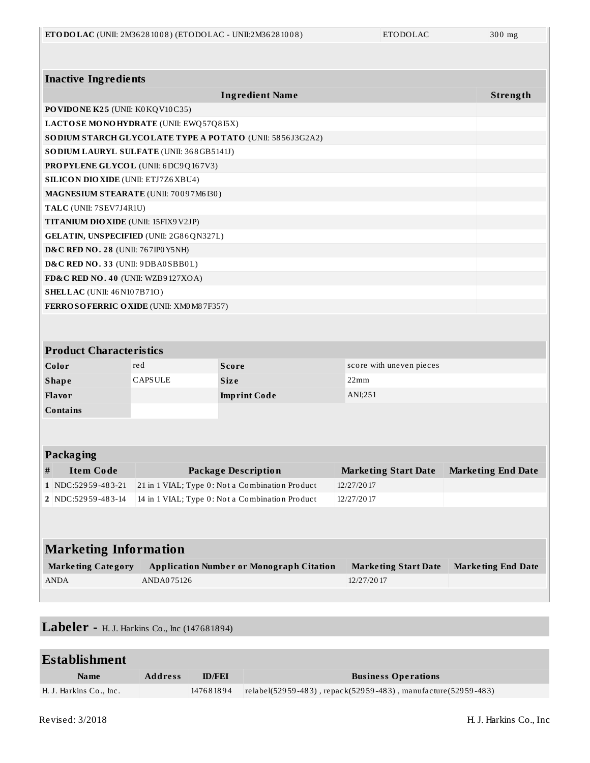| | | | |
|---|---|---|---|
| **ETODOLAC** (UNII: 2M36281008) (ETODOLAC - UNII:2M36281008) | ETODOLAC | 300 mg |

## Inactive Ingredients

| Ingredient Name | Strength |
|---|---|
| **POVIDONE K25** (UNII: K0KQV10C35) | |
| **LACTOSE MONOHYDRATE** (UNII: EWQ57Q8I5X) | |
| **SODIUM STARCH GLYCOLATE TYPE A POTATO** (UNII: 5856J3G2A2) | |
| **SODIUM LAURYL SULFATE** (UNII: 368GB5141J) | |
| **PROPYLENE GLYCOL** (UNII: 6DC9Q167V3) | |
| **SILICON DIOXIDE** (UNII: ETJ7Z6XBU4) | |
| **MAGNESIUM STEARATE** (UNII: 70097M6I30) | |
| **TALC** (UNII: 7SEV7J4R1U) | |
| **TITANIUM DIOXIDE** (UNII: 15FIX9V2JP) | |
| **GELATIN, UNSPECIFIED** (UNII: 2G86QN327L) | |
| **D&C RED NO. 28** (UNII: 767IP0Y5NH) | |
| **D&C RED NO. 33** (UNII: 9DBA0SBB0L) | |
| **FD&C RED NO. 40** (UNII: WZB9127XOA) | |
| **SHELLAC** (UNII: 46N107B71O) | |
| **FERROSOFERRIC OXIDE** (UNII: XM0M87F357) | |

## Product Characteristics

| | | | |
|---|---|---|---|
| **Color** | red | **Score** | score with uneven pieces |
| **Shape** | CAPSULE | **Size** | 22mm |
| **Flavor** | | **Imprint Code** | ANI;251 |
| **Contains** | | | |

## Packaging

| # | Item Code | Package Description | Marketing Start Date | Marketing End Date |
|---|---|---|---|---|
| 1 | NDC:52959-483-21 | 21 in 1 VIAL; Type 0: Not a Combination Product | 12/27/2017 | |
| 2 | NDC:52959-483-14 | 14 in 1 VIAL; Type 0: Not a Combination Product | 12/27/2017 | |

## Marketing Information

| Marketing Category | Application Number or Monograph Citation | Marketing Start Date | Marketing End Date |
|---|---|---|---|
| ANDA | ANDA075126 | 12/27/2017 | |

## Labeler - H. J. Harkins Co., Inc (147681894)

## Establishment

| Name | Address | ID/FEI | Business Operations |
|---|---|---|---|
| H. J. Harkins Co., Inc. | | 147681894 | relabel(52959-483), repack(52959-483), manufacture(52959-483) |

Revised: 3/2018

H. J. Harkins Co., Inc